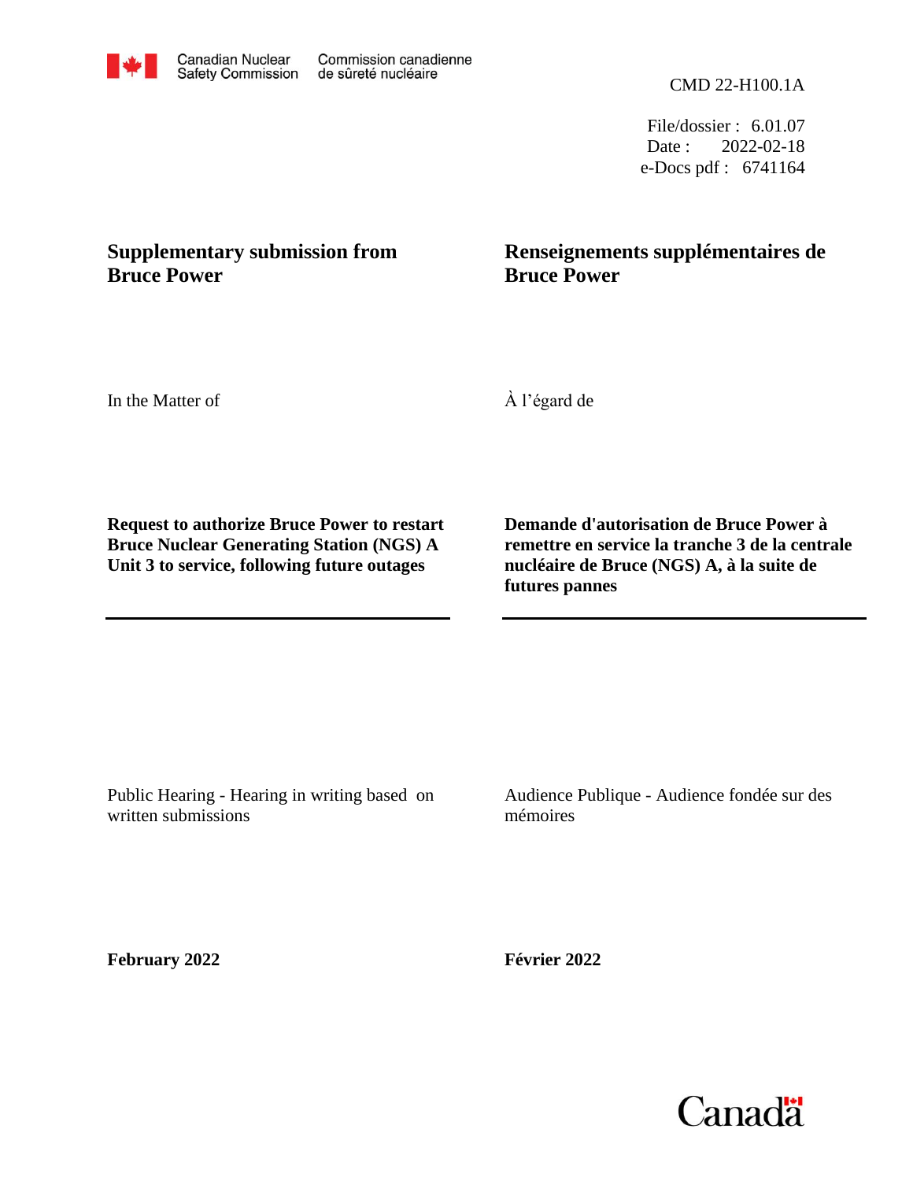Canadian Nuclear Safety Commission — Commission canadienne de sûreté nucléaire

CMD 22-H100.1A

File/dossier : 6.01.07
Date : 2022-02-18
e-Docs pdf : 6741164

**Supplementary submission from Bruce Power**

**Renseignements supplémentaires de Bruce Power**

In the Matter of

À l'égard de

**Request to authorize Bruce Power to restart Bruce Nuclear Generating Station (NGS) A Unit 3 to service, following future outages**

**Demande d'autorisation de Bruce Power à remettre en service la tranche 3 de la centrale nucléaire de Bruce (NGS) A, à la suite de futures pannes**

---

Public Hearing - Hearing in writing based on written submissions

Audience Publique - Audience fondée sur des mémoires

**February 2022**

**Février 2022**

Canada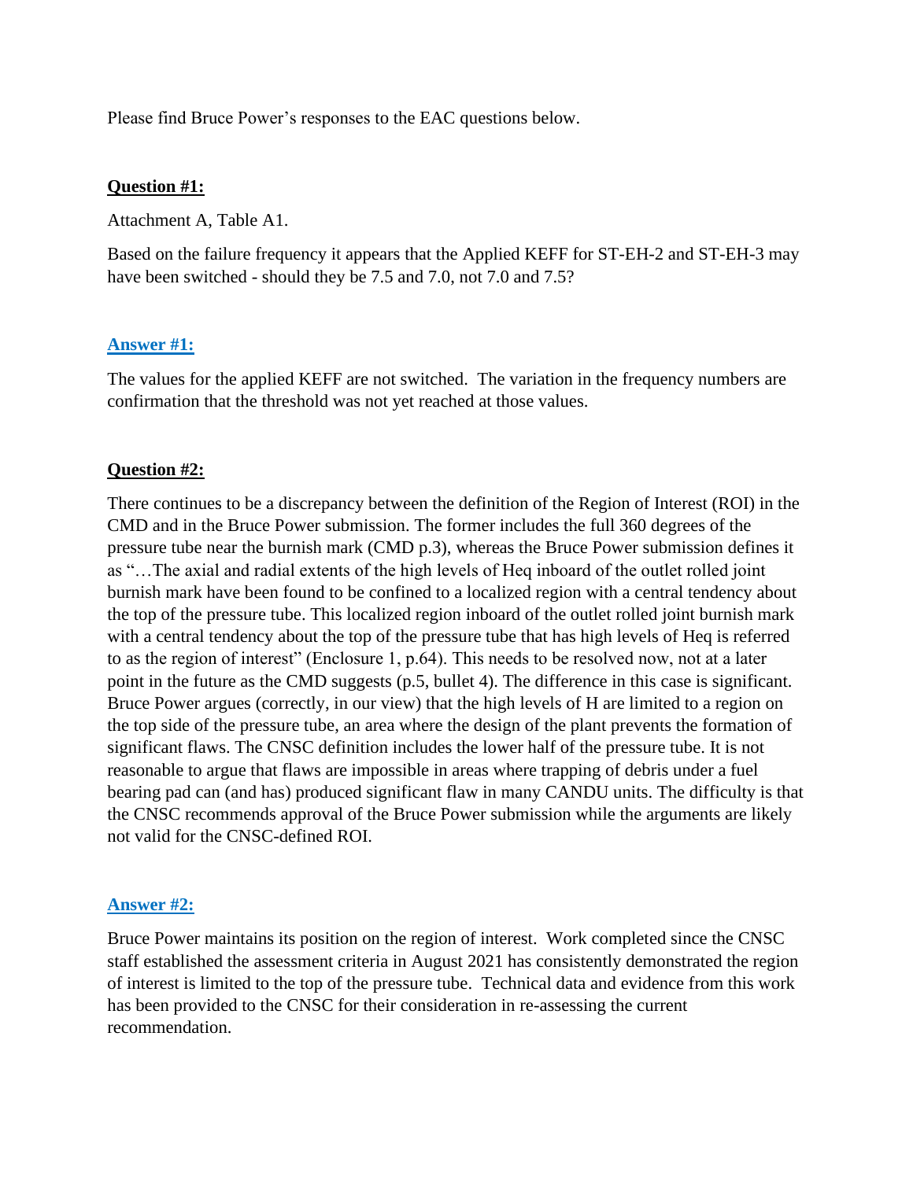Please find Bruce Power's responses to the EAC questions below.

**Question #1:**

Attachment A, Table A1.

Based on the failure frequency it appears that the Applied KEFF for ST-EH-2 and ST-EH-3 may have been switched - should they be 7.5 and 7.0, not 7.0 and 7.5?

**Answer #1:**

The values for the applied KEFF are not switched. The variation in the frequency numbers are confirmation that the threshold was not yet reached at those values.

**Question #2:**

There continues to be a discrepancy between the definition of the Region of Interest (ROI) in the CMD and in the Bruce Power submission. The former includes the full 360 degrees of the pressure tube near the burnish mark (CMD p.3), whereas the Bruce Power submission defines it as "…The axial and radial extents of the high levels of Heq inboard of the outlet rolled joint burnish mark have been found to be confined to a localized region with a central tendency about the top of the pressure tube. This localized region inboard of the outlet rolled joint burnish mark with a central tendency about the top of the pressure tube that has high levels of Heq is referred to as the region of interest" (Enclosure 1, p.64). This needs to be resolved now, not at a later point in the future as the CMD suggests (p.5, bullet 4). The difference in this case is significant. Bruce Power argues (correctly, in our view) that the high levels of H are limited to a region on the top side of the pressure tube, an area where the design of the plant prevents the formation of significant flaws. The CNSC definition includes the lower half of the pressure tube. It is not reasonable to argue that flaws are impossible in areas where trapping of debris under a fuel bearing pad can (and has) produced significant flaw in many CANDU units. The difficulty is that the CNSC recommends approval of the Bruce Power submission while the arguments are likely not valid for the CNSC-defined ROI.

**Answer #2:**

Bruce Power maintains its position on the region of interest. Work completed since the CNSC staff established the assessment criteria in August 2021 has consistently demonstrated the region of interest is limited to the top of the pressure tube. Technical data and evidence from this work has been provided to the CNSC for their consideration in re-assessing the current recommendation.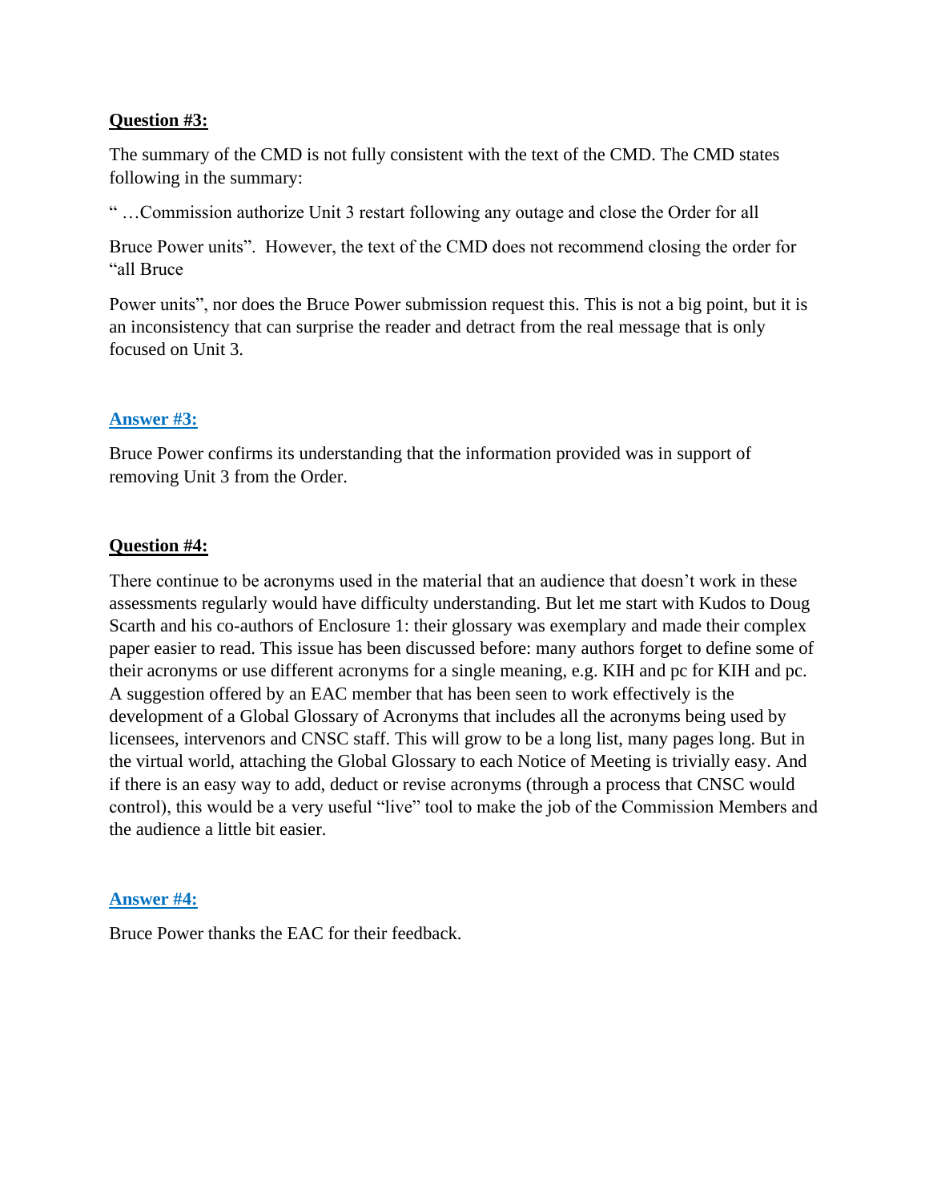**Question #3:**

The summary of the CMD is not fully consistent with the text of the CMD. The CMD states following in the summary:

" …Commission authorize Unit 3 restart following any outage and close the Order for all Bruce Power units". However, the text of the CMD does not recommend closing the order for "all Bruce Power units", nor does the Bruce Power submission request this. This is not a big point, but it is an inconsistency that can surprise the reader and detract from the real message that is only focused on Unit 3.

**Answer #3:**

Bruce Power confirms its understanding that the information provided was in support of removing Unit 3 from the Order.

**Question #4:**

There continue to be acronyms used in the material that an audience that doesn't work in these assessments regularly would have difficulty understanding. But let me start with Kudos to Doug Scarth and his co-authors of Enclosure 1: their glossary was exemplary and made their complex paper easier to read. This issue has been discussed before: many authors forget to define some of their acronyms or use different acronyms for a single meaning, e.g. KIH and pc for KIH and pc. A suggestion offered by an EAC member that has been seen to work effectively is the development of a Global Glossary of Acronyms that includes all the acronyms being used by licensees, intervenors and CNSC staff. This will grow to be a long list, many pages long. But in the virtual world, attaching the Global Glossary to each Notice of Meeting is trivially easy. And if there is an easy way to add, deduct or revise acronyms (through a process that CNSC would control), this would be a very useful "live" tool to make the job of the Commission Members and the audience a little bit easier.

**Answer #4:**

Bruce Power thanks the EAC for their feedback.